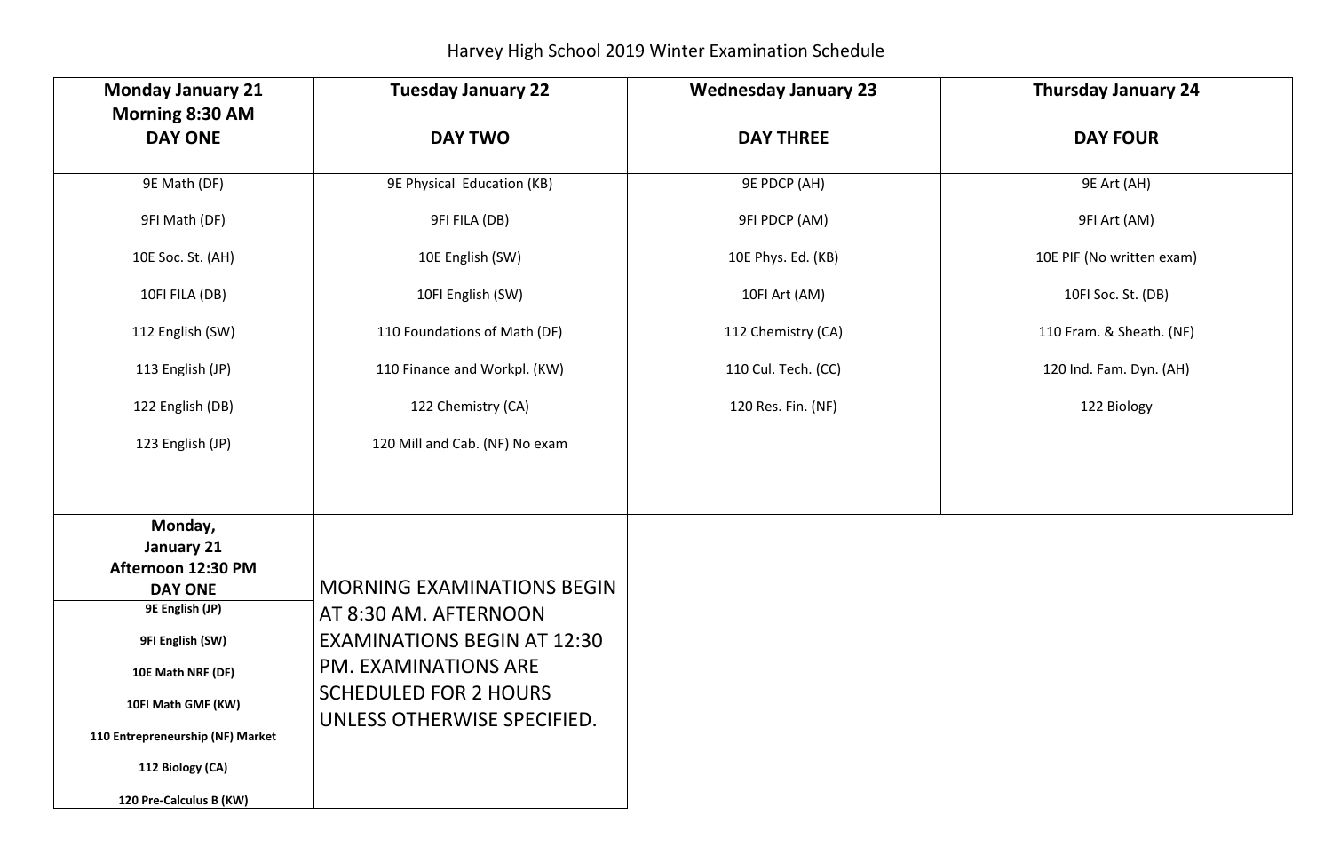# Harvey High School 2019 Winter Examination Schedule

| Monday January 21 Morning 8:30 AM DAY ONE | Tuesday January 22 DAY TWO | Wednesday January 23 DAY THREE | Thursday January 24 DAY FOUR |
|---|---|---|---|
| 9E Math (DF) | 9E Physical Education (KB) | 9E PDCP (AH) | 9E Art (AH) |
| 9FI Math (DF) | 9FI FILA (DB) | 9FI PDCP (AM) | 9FI Art (AM) |
| 10E Soc. St. (AH) | 10E English (SW) | 10E Phys. Ed. (KB) | 10E PIF (No written exam) |
| 10FI FILA (DB) | 10FI English (SW) | 10FI Art (AM) | 10FI Soc. St. (DB) |
| 112 English (SW) | 110 Foundations of Math (DF) | 112 Chemistry (CA) | 110 Fram. & Sheath. (NF) |
| 113 English (JP) | 110 Finance and Workpl. (KW) | 110 Cul. Tech. (CC) | 120 Ind. Fam. Dyn. (AH) |
| 122 English (DB) | 122 Chemistry (CA) | 120 Res. Fin. (NF) | 122 Biology |
| 123 English (JP) | 120 Mill and Cab. (NF) No exam | | |

| Monday, January 21 Afternoon 12:30 PM DAY ONE |
|---|
| **9E English (JP)** |
| **9FI English (SW)** |
| **10E Math NRF (DF)** |
| **10FI Math GMF (KW)** |
| **110 Entrepreneurship (NF) Market** |
| **112 Biology (CA)** |
| **120 Pre-Calculus B (KW)** |

MORNING EXAMINATIONS BEGIN AT 8:30 AM. AFTERNOON EXAMINATIONS BEGIN AT 12:30 PM. EXAMINATIONS ARE SCHEDULED FOR 2 HOURS UNLESS OTHERWISE SPECIFIED.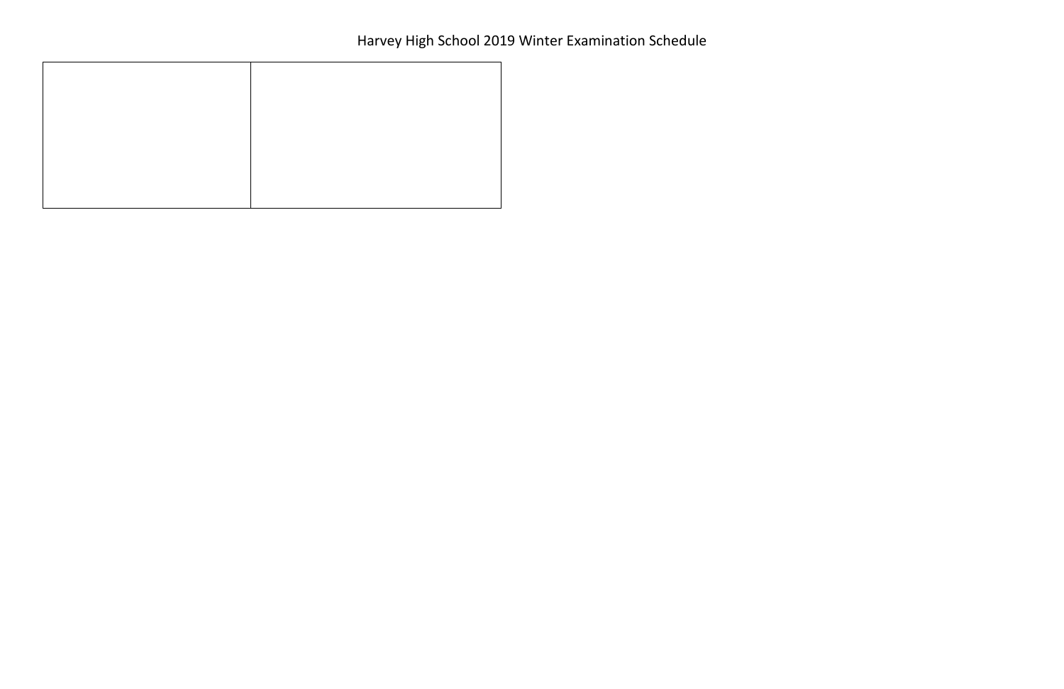Harvey High School 2019 Winter Examination Schedule

| | |
|---|---|
| | |